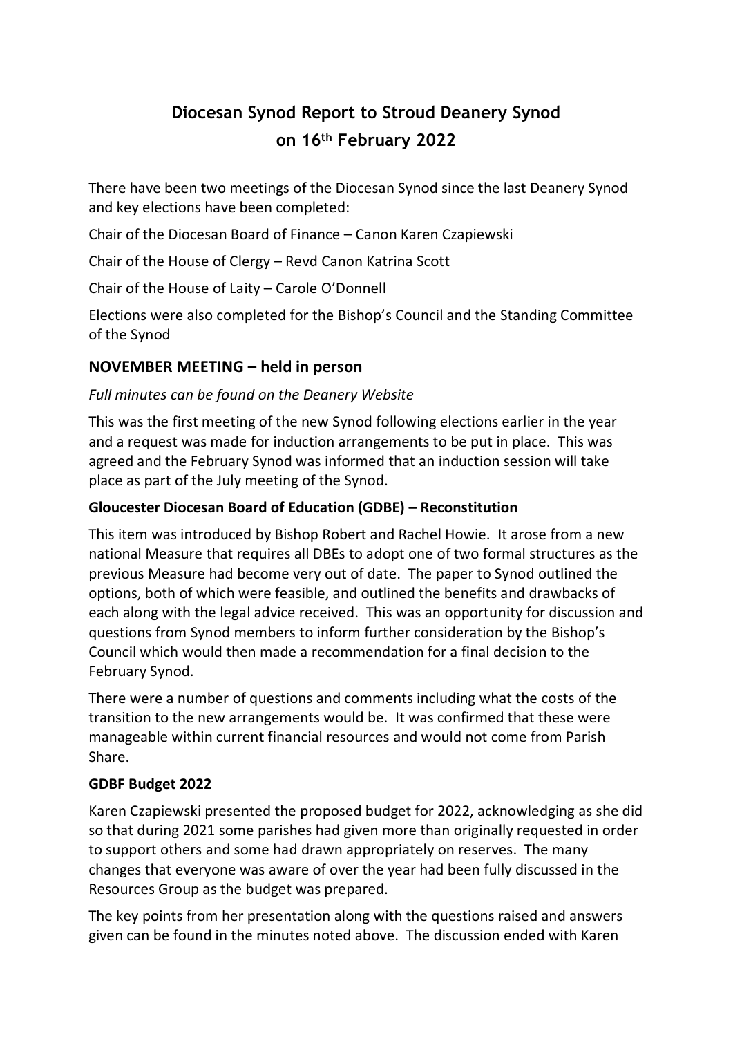# Diocesan Synod Report to Stroud Deanery Synod on 16th February 2022

There have been two meetings of the Diocesan Synod since the last Deanery Synod and key elections have been completed:

Chair of the Diocesan Board of Finance – Canon Karen Czapiewski

Chair of the House of Clergy – Revd Canon Katrina Scott

Chair of the House of Laity – Carole O'Donnell

Elections were also completed for the Bishop's Council and the Standing Committee of the Synod

## NOVEMBER MEETING – held in person

*Full minutes can be found on the Deanery Website*

This was the first meeting of the new Synod following elections earlier in the year and a request was made for induction arrangements to be put in place. This was agreed and the February Synod was informed that an induction session will take place as part of the July meeting of the Synod.

### Gloucester Diocesan Board of Education (GDBE) – Reconstitution

This item was introduced by Bishop Robert and Rachel Howie. It arose from a new national Measure that requires all DBEs to adopt one of two formal structures as the previous Measure had become very out of date. The paper to Synod outlined the options, both of which were feasible, and outlined the benefits and drawbacks of each along with the legal advice received. This was an opportunity for discussion and questions from Synod members to inform further consideration by the Bishop's Council which would then made a recommendation for a final decision to the February Synod.

There were a number of questions and comments including what the costs of the transition to the new arrangements would be. It was confirmed that these were manageable within current financial resources and would not come from Parish Share.

### GDBF Budget 2022

Karen Czapiewski presented the proposed budget for 2022, acknowledging as she did so that during 2021 some parishes had given more than originally requested in order to support others and some had drawn appropriately on reserves. The many changes that everyone was aware of over the year had been fully discussed in the Resources Group as the budget was prepared.

The key points from her presentation along with the questions raised and answers given can be found in the minutes noted above. The discussion ended with Karen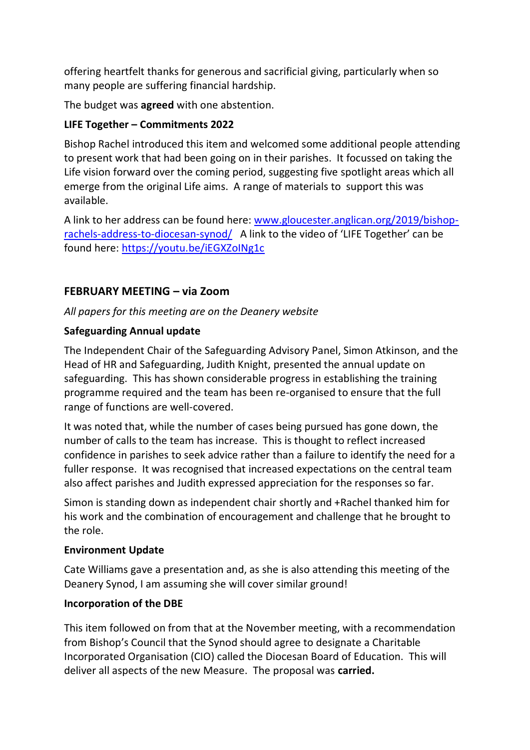offering heartfelt thanks for generous and sacrificial giving, particularly when so many people are suffering financial hardship.

The budget was **agreed** with one abstention.

**LIFE Together – Commitments 2022**

Bishop Rachel introduced this item and welcomed some additional people attending to present work that had been going on in their parishes. It focussed on taking the Life vision forward over the coming period, suggesting five spotlight areas which all emerge from the original Life aims. A range of materials to support this was available.

A link to her address can be found here: [www.gloucester.anglican.org/2019/bishop-rachels-address-to-diocesan-synod/](www.gloucester.anglican.org/2019/bishop-rachels-address-to-diocesan-synod/) A link to the video of 'LIFE Together' can be found here: [https://youtu.be/iEGXZoINg1c](https://youtu.be/iEGXZoINg1c)

## FEBRUARY MEETING – via Zoom

*All papers for this meeting are on the Deanery website*

**Safeguarding Annual update**

The Independent Chair of the Safeguarding Advisory Panel, Simon Atkinson, and the Head of HR and Safeguarding, Judith Knight, presented the annual update on safeguarding. This has shown considerable progress in establishing the training programme required and the team has been re-organised to ensure that the full range of functions are well-covered.

It was noted that, while the number of cases being pursued has gone down, the number of calls to the team has increase. This is thought to reflect increased confidence in parishes to seek advice rather than a failure to identify the need for a fuller response. It was recognised that increased expectations on the central team also affect parishes and Judith expressed appreciation for the responses so far.

Simon is standing down as independent chair shortly and +Rachel thanked him for his work and the combination of encouragement and challenge that he brought to the role.

**Environment Update**

Cate Williams gave a presentation and, as she is also attending this meeting of the Deanery Synod, I am assuming she will cover similar ground!

**Incorporation of the DBE**

This item followed on from that at the November meeting, with a recommendation from Bishop's Council that the Synod should agree to designate a Charitable Incorporated Organisation (CIO) called the Diocesan Board of Education. This will deliver all aspects of the new Measure. The proposal was **carried.**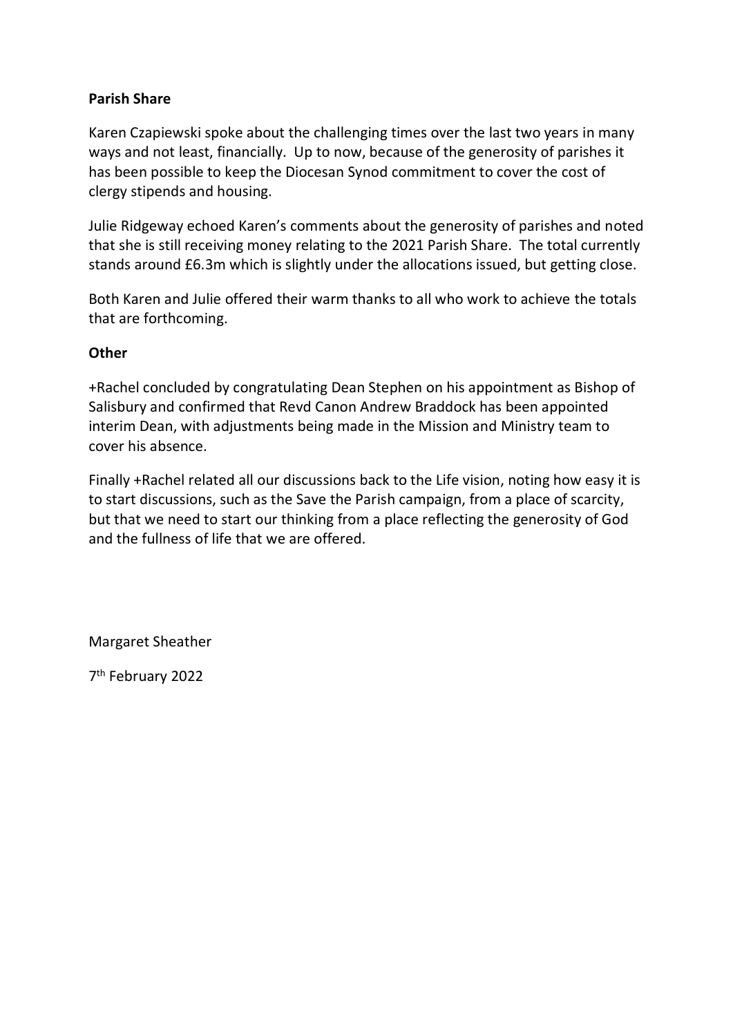**Parish Share**

Karen Czapiewski spoke about the challenging times over the last two years in many ways and not least, financially. Up to now, because of the generosity of parishes it has been possible to keep the Diocesan Synod commitment to cover the cost of clergy stipends and housing.

Julie Ridgeway echoed Karen's comments about the generosity of parishes and noted that she is still receiving money relating to the 2021 Parish Share. The total currently stands around £6.3m which is slightly under the allocations issued, but getting close.

Both Karen and Julie offered their warm thanks to all who work to achieve the totals that are forthcoming.

**Other**

+Rachel concluded by congratulating Dean Stephen on his appointment as Bishop of Salisbury and confirmed that Revd Canon Andrew Braddock has been appointed interim Dean, with adjustments being made in the Mission and Ministry team to cover his absence.

Finally +Rachel related all our discussions back to the Life vision, noting how easy it is to start discussions, such as the Save the Parish campaign, from a place of scarcity, but that we need to start our thinking from a place reflecting the generosity of God and the fullness of life that we are offered.

Margaret Sheather

7th February 2022